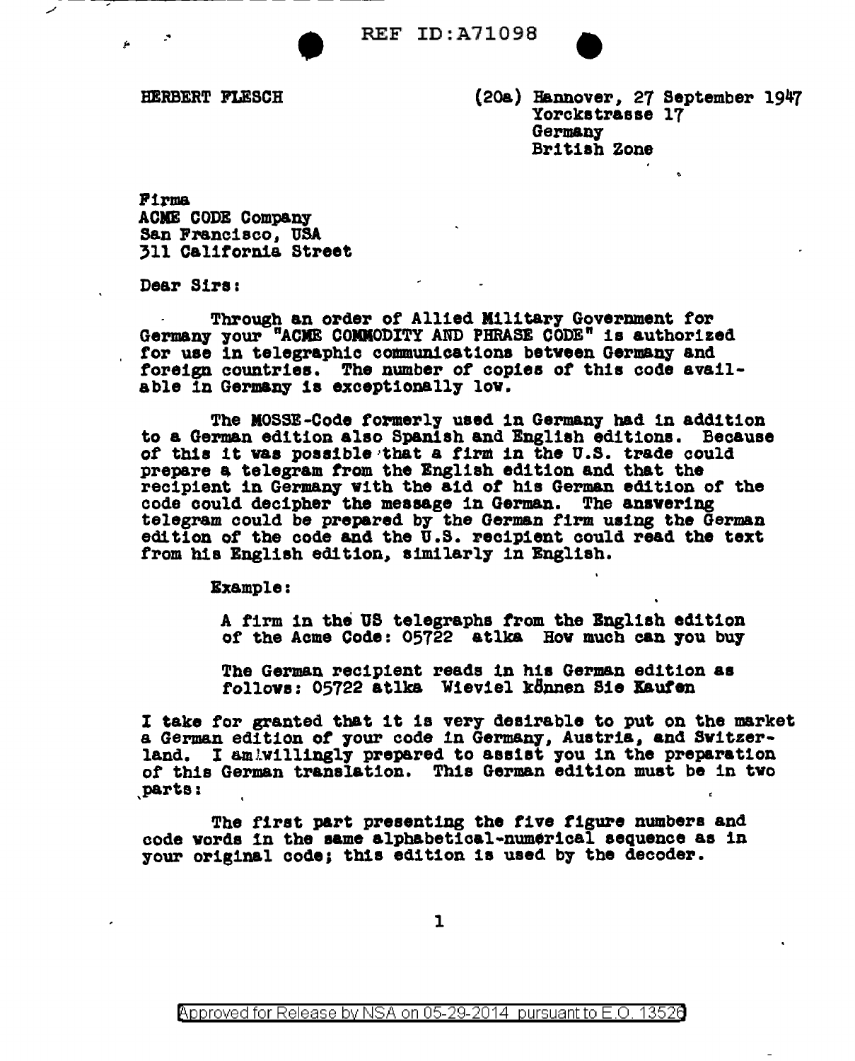HERBERT FLESCH

(20a) Hannover, 27 September 1947
Yorckstrasse 17
Germany
British Zone

Firma
ACME CODE Company
San Francisco, USA
311 California Street

Dear Sirs:

Through an order of Allied Military Government for Germany your "ACME COMMODITY AND PHRASE CODE" is authorized for use in telegraphic communications between Germany and foreign countries. The number of copies of this code available in Germany is exceptionally low.

The MOSSE-Code formerly used in Germany had in addition to a German edition also Spanish and English editions. Because of this it was possible that a firm in the U.S. trade could prepare a telegram from the English edition and that the recipient in Germany with the aid of his German edition of the code could decipher the message in German. The answering telegram could be prepared by the German firm using the German edition of the code and the U.S. recipient could read the text from his English edition, similarly in English.

Example:

> A firm in the US telegraphs from the English edition of the Acme Code: 05722 atlka How much can you buy
>
> The German recipient reads in his German edition as follows: 05722 atlka Wieviel können Sie Kaufen

I take for granted that it is very desirable to put on the market a German edition of your code in Germany, Austria, and Switzerland. I am willingly prepared to assist you in the preparation of this German translation. This German edition must be in two parts:

The first part presenting the five figure numbers and code words in the same alphabetical-numerical sequence as in your original code; this edition is used by the decoder.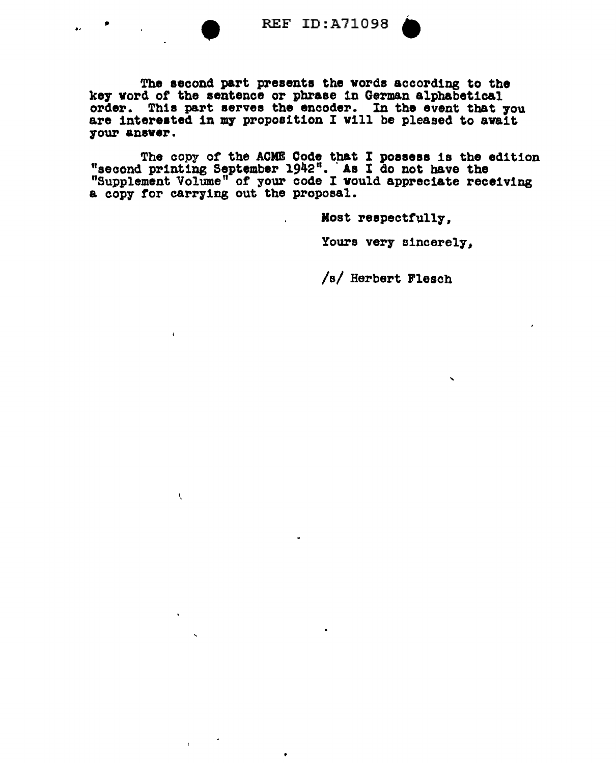The second part presents the words according to the key word of the sentence or phrase in German alphabetical order. This part serves the encoder. In the event that you are interested in my proposition I will be pleased to await your answer.

The copy of the ACME Code that I possess is the edition "second printing September 1942". As I do not have the "Supplement Volume" of your code I would appreciate receiving a copy for carrying out the proposal.

Most respectfully,

Yours very sincerely,

/s/ Herbert Flesch